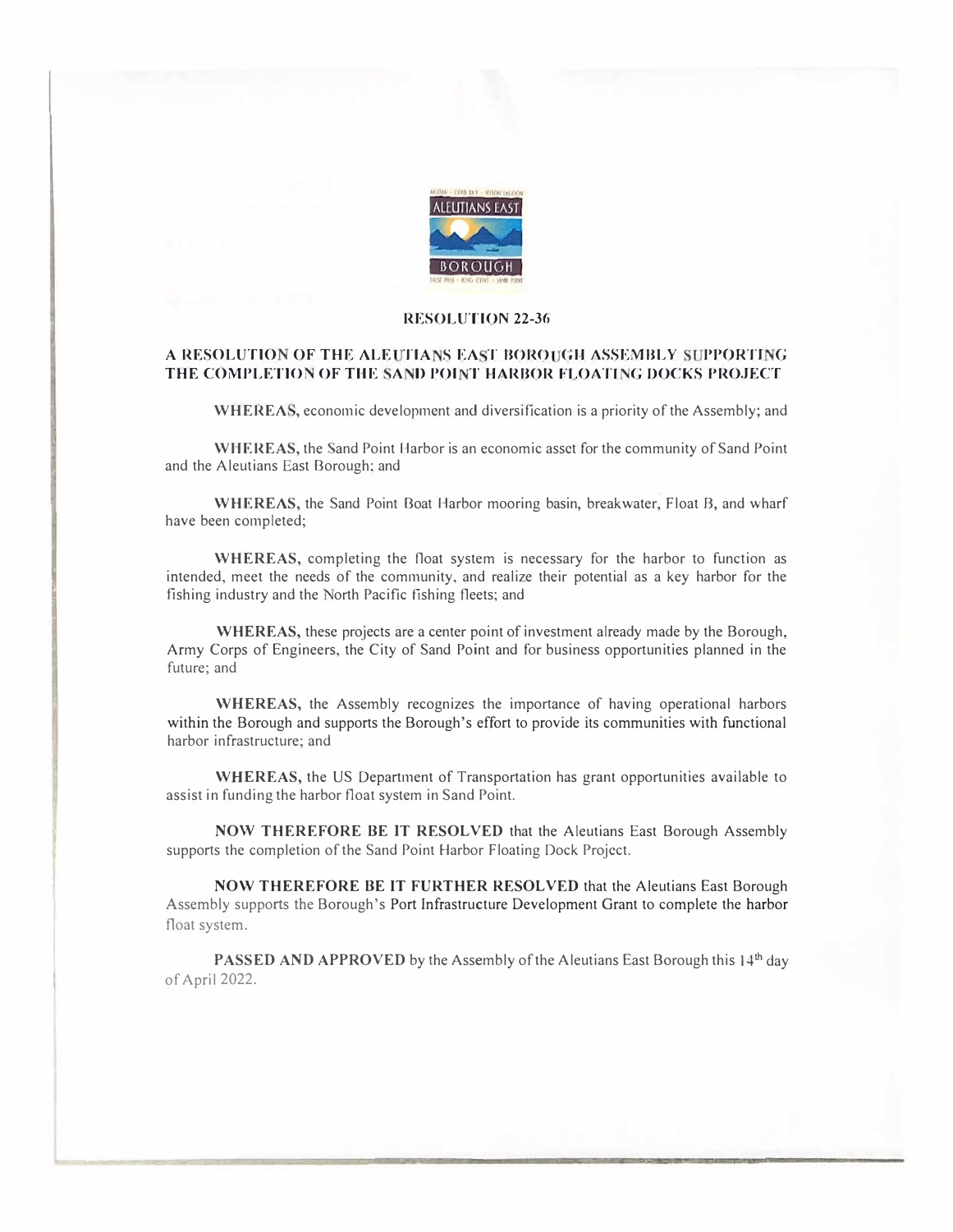# RESOLUTION 22-36

## A RESOLUTION OF THE ALEUTIANS EAST BOROUGH ASSEMBLY SUPPORTING THE COMPLETION OF THE SAND POINT HARBOR FLOATING DOCKS PROJECT

**WHEREAS,** economic development and diversification is a priority of the Assembly; and

**WHEREAS,** the Sand Point Harbor is an economic asset for the community of Sand Point and the Aleutians East Borough; and

**WHEREAS,** the Sand Point Boat Harbor mooring basin, breakwater, Float B, and wharf have been completed;

**WHEREAS,** completing the float system is necessary for the harbor to function as intended, meet the needs of the community, and realize their potential as a key harbor for the fishing industry and the North Pacific fishing fleets; and

**WHEREAS,** these projects are a center point of investment already made by the Borough, Army Corps of Engineers, the City of Sand Point and for business opportunities planned in the future; and

**WHEREAS,** the Assembly recognizes the importance of having operational harbors within the Borough and supports the Borough's effort to provide its communities with functional harbor infrastructure; and

**WHEREAS,** the US Department of Transportation has grant opportunities available to assist in funding the harbor float system in Sand Point.

**NOW THEREFORE BE IT RESOLVED** that the Aleutians East Borough Assembly supports the completion of the Sand Point Harbor Floating Dock Project.

**NOW THEREFORE BE IT FURTHER RESOLVED** that the Aleutians East Borough Assembly supports the Borough's Port Infrastructure Development Grant to complete the harbor float system.

**PASSED AND APPROVED** by the Assembly of the Aleutians East Borough this 14th day of April 2022.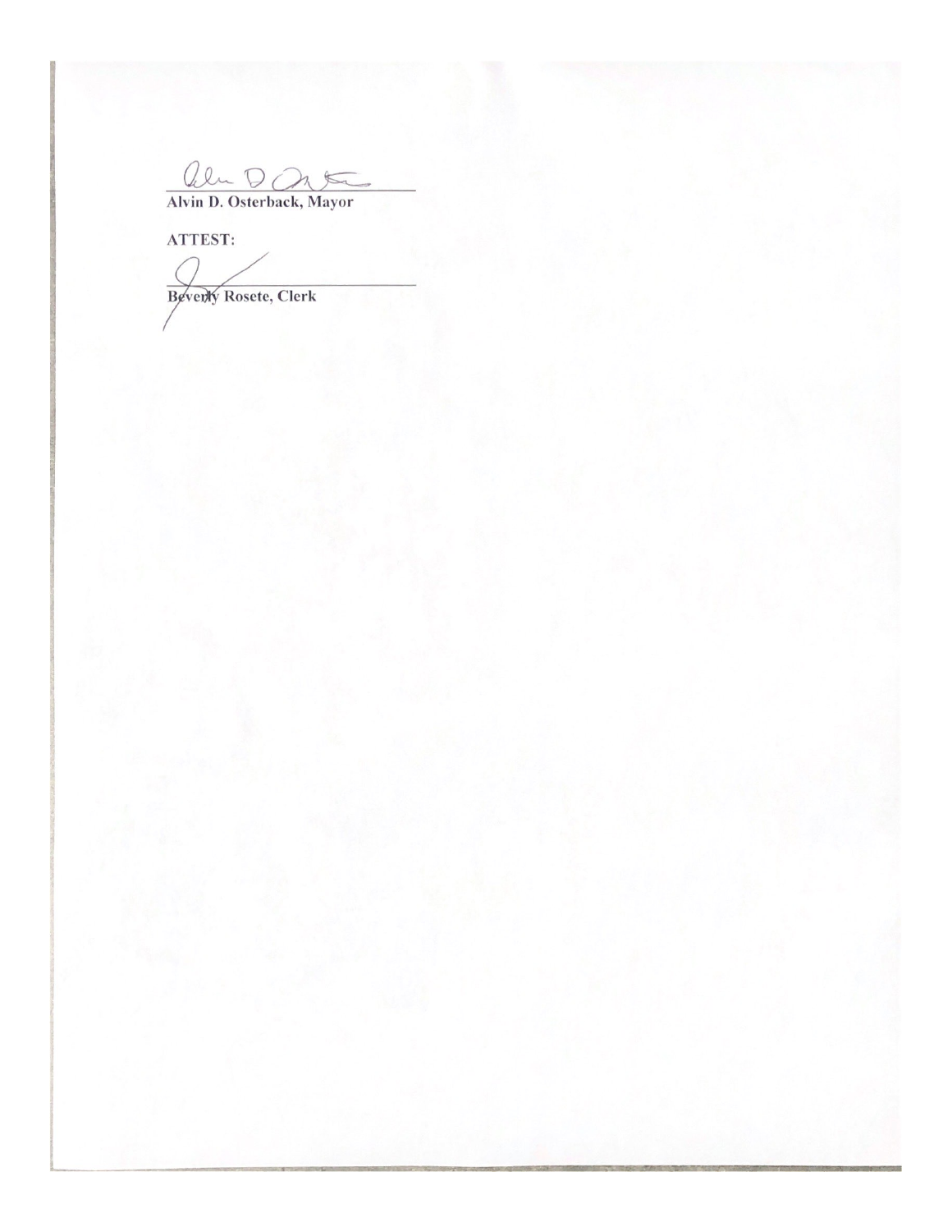\_\_\_\_\_\_\_\_\_\_\_\_\_\_\_\_\_\_\_\_\_\_\_\_\_\_\_\_\_\_\_\_\_\_\_\_

Alvin D. Osterback, Mayor

ATTEST:

\_\_\_\_\_\_\_\_\_\_\_\_\_\_\_\_\_\_\_\_\_\_\_\_\_\_\_\_\_\_\_\_\_\_\_\_

Beverly Rosete, Clerk